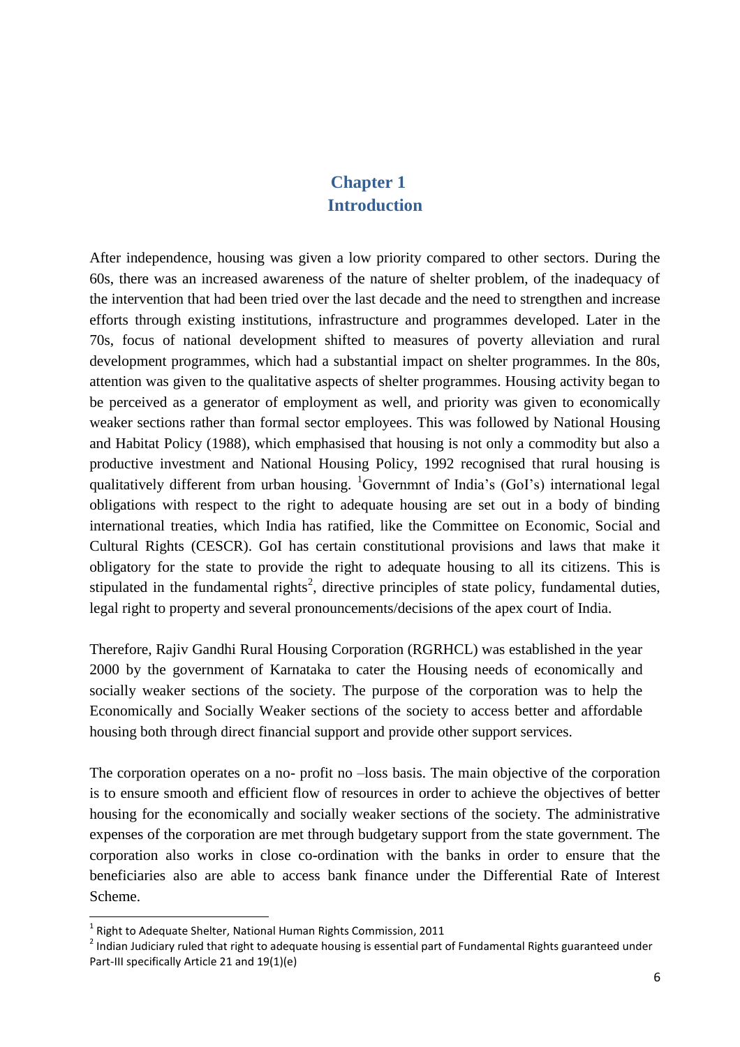# Chapter 1
# Introduction

After independence, housing was given a low priority compared to other sectors. During the 60s, there was an increased awareness of the nature of shelter problem, of the inadequacy of the intervention that had been tried over the last decade and the need to strengthen and increase efforts through existing institutions, infrastructure and programmes developed. Later in the 70s, focus of national development shifted to measures of poverty alleviation and rural development programmes, which had a substantial impact on shelter programmes. In the 80s, attention was given to the qualitative aspects of shelter programmes. Housing activity began to be perceived as a generator of employment as well, and priority was given to economically weaker sections rather than formal sector employees. This was followed by National Housing and Habitat Policy (1988), which emphasised that housing is not only a commodity but also a productive investment and National Housing Policy, 1992 recognised that rural housing is qualitatively different from urban housing. [1]Governmnt of India's (GoI's) international legal obligations with respect to the right to adequate housing are set out in a body of binding international treaties, which India has ratified, like the Committee on Economic, Social and Cultural Rights (CESCR). GoI has certain constitutional provisions and laws that make it obligatory for the state to provide the right to adequate housing to all its citizens. This is stipulated in the fundamental rights[2], directive principles of state policy, fundamental duties, legal right to property and several pronouncements/decisions of the apex court of India.

Therefore, Rajiv Gandhi Rural Housing Corporation (RGRHCL) was established in the year 2000 by the government of Karnataka to cater the Housing needs of economically and socially weaker sections of the society. The purpose of the corporation was to help the Economically and Socially Weaker sections of the society to access better and affordable housing both through direct financial support and provide other support services.

The corporation operates on a no- profit no –loss basis. The main objective of the corporation is to ensure smooth and efficient flow of resources in order to achieve the objectives of better housing for the economically and socially weaker sections of the society. The administrative expenses of the corporation are met through budgetary support from the state government. The corporation also works in close co-ordination with the banks in order to ensure that the beneficiaries also are able to access bank finance under the Differential Rate of Interest Scheme.

---

[1] Right to Adequate Shelter, National Human Rights Commission, 2011

[2] Indian Judiciary ruled that right to adequate housing is essential part of Fundamental Rights guaranteed under Part-III specifically Article 21 and 19(1)(e)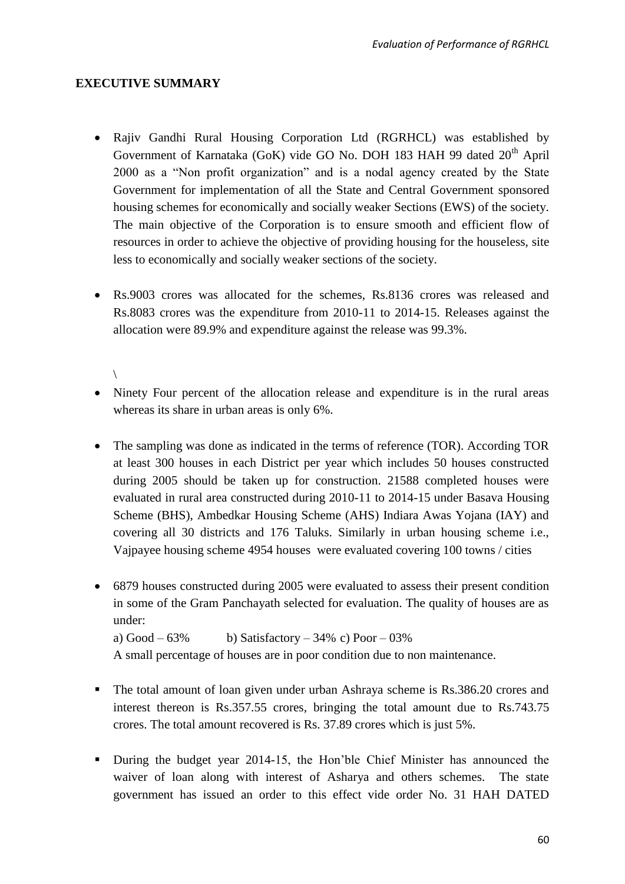## EXECUTIVE SUMMARY

- Rajiv Gandhi Rural Housing Corporation Ltd (RGRHCL) was established by Government of Karnataka (GoK) vide GO No. DOH 183 HAH 99 dated 20th April 2000 as a "Non profit organization" and is a nodal agency created by the State Government for implementation of all the State and Central Government sponsored housing schemes for economically and socially weaker Sections (EWS) of the society. The main objective of the Corporation is to ensure smooth and efficient flow of resources in order to achieve the objective of providing housing for the houseless, site less to economically and socially weaker sections of the society.

- Rs.9003 crores was allocated for the schemes, Rs.8136 crores was released and Rs.8083 crores was the expenditure from 2010-11 to 2014-15. Releases against the allocation were 89.9% and expenditure against the release was 99.3%.

\

- Ninety Four percent of the allocation release and expenditure is in the rural areas whereas its share in urban areas is only 6%.

- The sampling was done as indicated in the terms of reference (TOR). According TOR at least 300 houses in each District per year which includes 50 houses constructed during 2005 should be taken up for construction. 21588 completed houses were evaluated in rural area constructed during 2010-11 to 2014-15 under Basava Housing Scheme (BHS), Ambedkar Housing Scheme (AHS) Indiara Awas Yojana (IAY) and covering all 30 districts and 176 Taluks. Similarly in urban housing scheme i.e., Vajpayee housing scheme 4954 houses were evaluated covering 100 towns / cities

- 6879 houses constructed during 2005 were evaluated to assess their present condition in some of the Gram Panchayath selected for evaluation. The quality of houses are as under:

  a) Good – 63% b) Satisfactory – 34% c) Poor – 03%

  A small percentage of houses are in poor condition due to non maintenance.

- The total amount of loan given under urban Ashraya scheme is Rs.386.20 crores and interest thereon is Rs.357.55 crores, bringing the total amount due to Rs.743.75 crores. The total amount recovered is Rs. 37.89 crores which is just 5%.

- During the budget year 2014-15, the Hon'ble Chief Minister has announced the waiver of loan along with interest of Asharya and others schemes. The state government has issued an order to this effect vide order No. 31 HAH DATED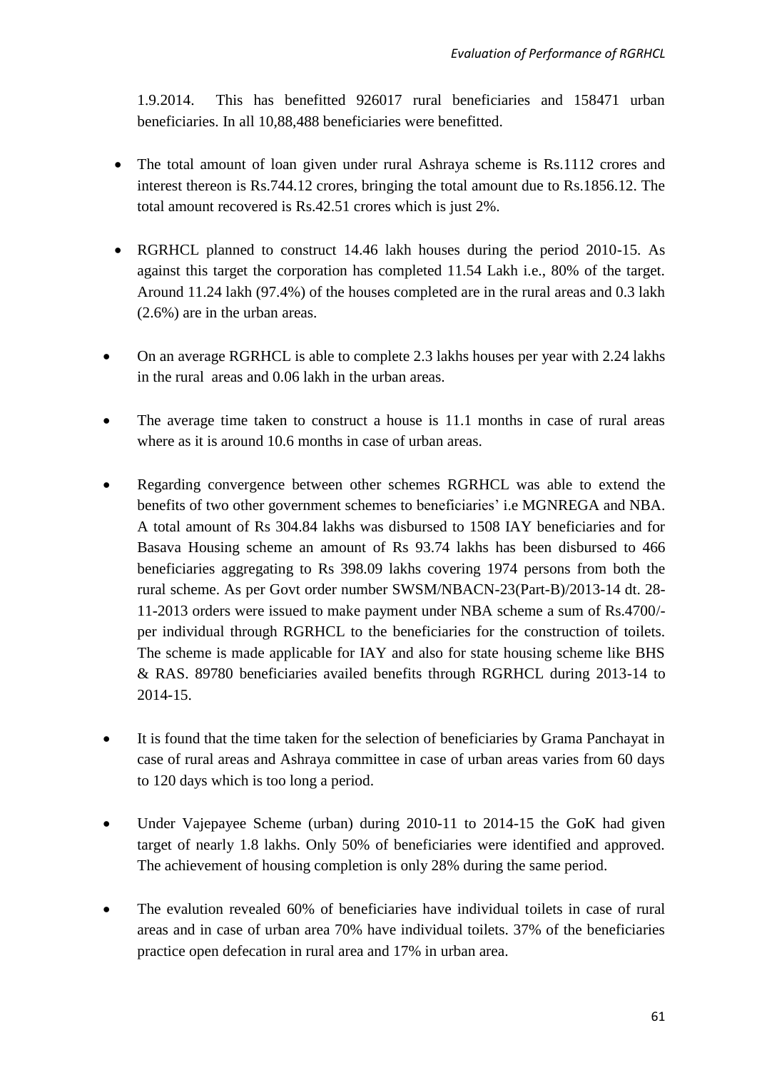1.9.2014. This has benefitted 926017 rural beneficiaries and 158471 urban beneficiaries. In all 10,88,488 beneficiaries were benefitted.

- The total amount of loan given under rural Ashraya scheme is Rs.1112 crores and interest thereon is Rs.744.12 crores, bringing the total amount due to Rs.1856.12. The total amount recovered is Rs.42.51 crores which is just 2%.
- RGRHCL planned to construct 14.46 lakh houses during the period 2010-15. As against this target the corporation has completed 11.54 Lakh i.e., 80% of the target. Around 11.24 lakh (97.4%) of the houses completed are in the rural areas and 0.3 lakh (2.6%) are in the urban areas.
- On an average RGRHCL is able to complete 2.3 lakhs houses per year with 2.24 lakhs in the rural areas and 0.06 lakh in the urban areas.
- The average time taken to construct a house is 11.1 months in case of rural areas where as it is around 10.6 months in case of urban areas.
- Regarding convergence between other schemes RGRHCL was able to extend the benefits of two other government schemes to beneficiaries' i.e MGNREGA and NBA. A total amount of Rs 304.84 lakhs was disbursed to 1508 IAY beneficiaries and for Basava Housing scheme an amount of Rs 93.74 lakhs has been disbursed to 466 beneficiaries aggregating to Rs 398.09 lakhs covering 1974 persons from both the rural scheme. As per Govt order number SWSM/NBACN-23(Part-B)/2013-14 dt. 28-11-2013 orders were issued to make payment under NBA scheme a sum of Rs.4700/- per individual through RGRHCL to the beneficiaries for the construction of toilets. The scheme is made applicable for IAY and also for state housing scheme like BHS & RAS. 89780 beneficiaries availed benefits through RGRHCL during 2013-14 to 2014-15.
- It is found that the time taken for the selection of beneficiaries by Grama Panchayat in case of rural areas and Ashraya committee in case of urban areas varies from 60 days to 120 days which is too long a period.
- Under Vajepayee Scheme (urban) during 2010-11 to 2014-15 the GoK had given target of nearly 1.8 lakhs. Only 50% of beneficiaries were identified and approved. The achievement of housing completion is only 28% during the same period.
- The evalution revealed 60% of beneficiaries have individual toilets in case of rural areas and in case of urban area 70% have individual toilets. 37% of the beneficiaries practice open defecation in rural area and 17% in urban area.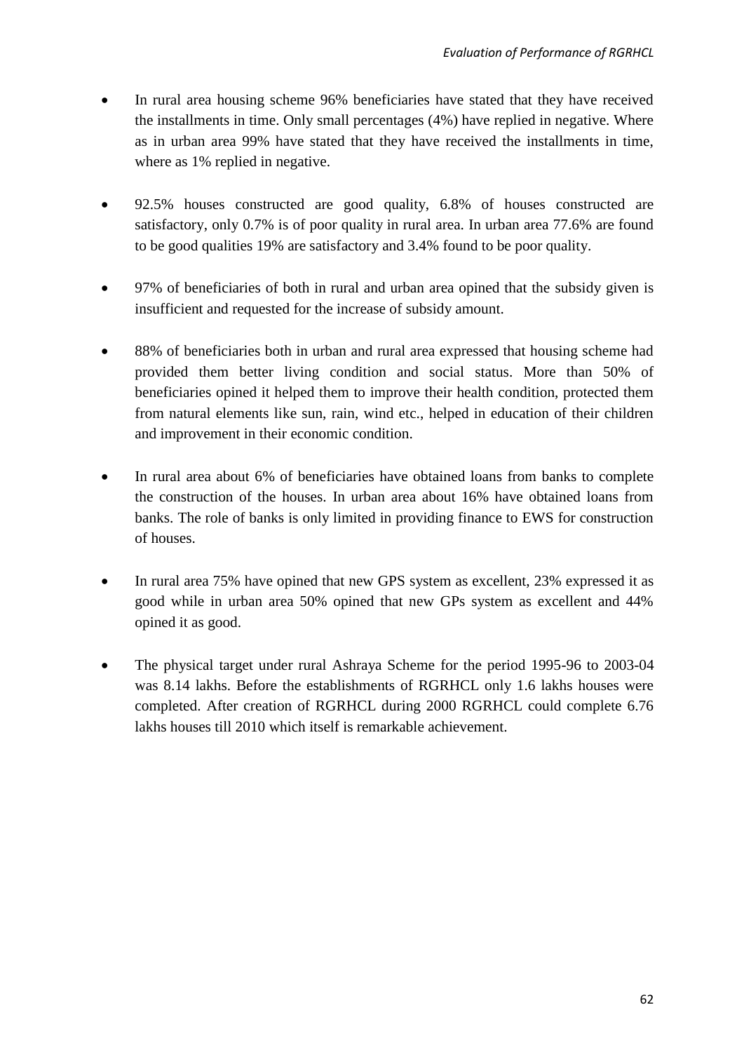- In rural area housing scheme 96% beneficiaries have stated that they have received the installments in time. Only small percentages (4%) have replied in negative. Where as in urban area 99% have stated that they have received the installments in time, where as 1% replied in negative.

- 92.5% houses constructed are good quality, 6.8% of houses constructed are satisfactory, only 0.7% is of poor quality in rural area. In urban area 77.6% are found to be good qualities 19% are satisfactory and 3.4% found to be poor quality.

- 97% of beneficiaries of both in rural and urban area opined that the subsidy given is insufficient and requested for the increase of subsidy amount.

- 88% of beneficiaries both in urban and rural area expressed that housing scheme had provided them better living condition and social status. More than 50% of beneficiaries opined it helped them to improve their health condition, protected them from natural elements like sun, rain, wind etc., helped in education of their children and improvement in their economic condition.

- In rural area about 6% of beneficiaries have obtained loans from banks to complete the construction of the houses. In urban area about 16% have obtained loans from banks. The role of banks is only limited in providing finance to EWS for construction of houses.

- In rural area 75% have opined that new GPS system as excellent, 23% expressed it as good while in urban area 50% opined that new GPs system as excellent and 44% opined it as good.

- The physical target under rural Ashraya Scheme for the period 1995-96 to 2003-04 was 8.14 lakhs. Before the establishments of RGRHCL only 1.6 lakhs houses were completed. After creation of RGRHCL during 2000 RGRHCL could complete 6.76 lakhs houses till 2010 which itself is remarkable achievement.